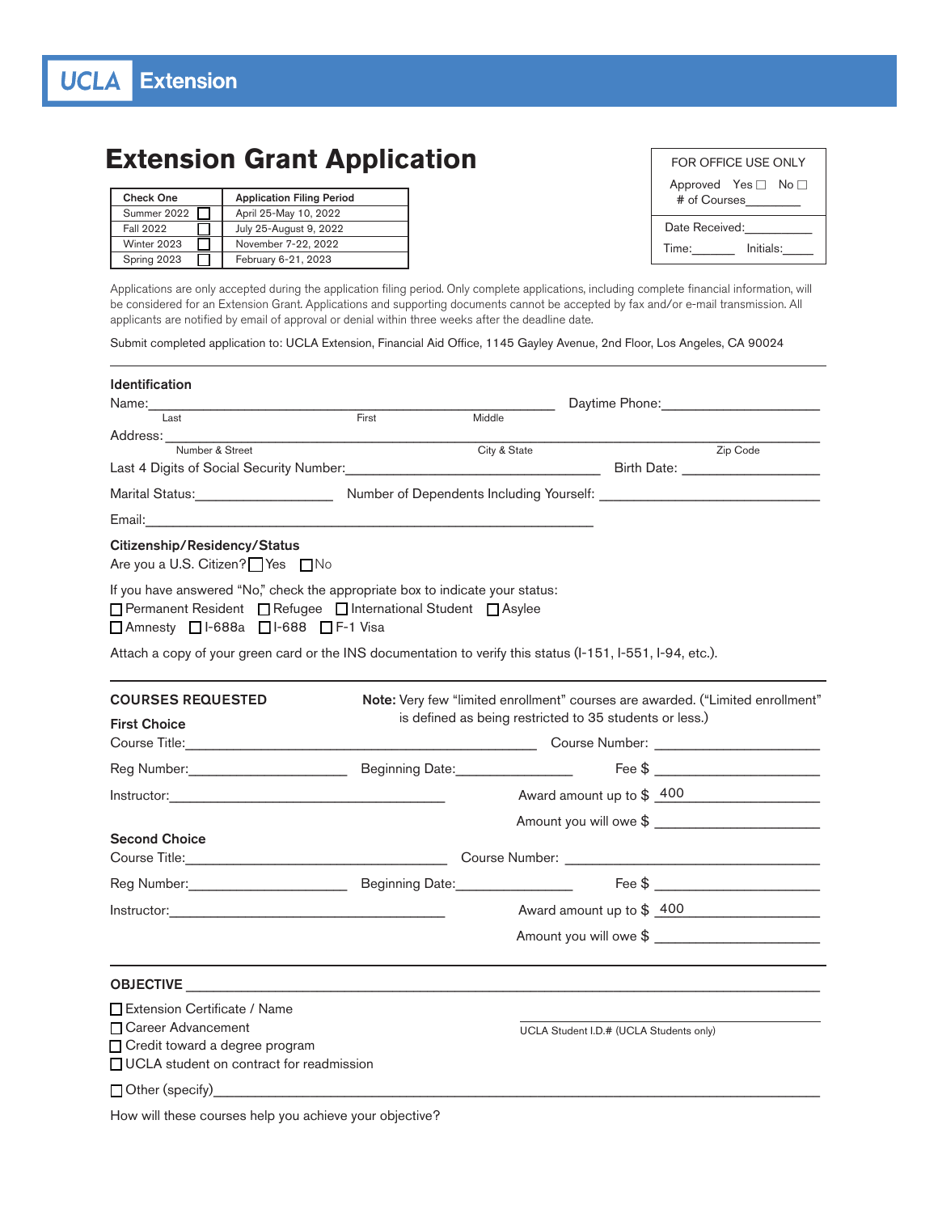**UCLA Extension**

# Extension Grant Application

| Check One | | Application Filing Period |
|---|---|---|
| Summer 2022 | ☐ | April 25-May 10, 2022 |
| Fall 2022 | ☐ | July 25-August 9, 2022 |
| Winter 2023 | ☐ | November 7-22, 2022 |
| Spring 2023 | ☐ | February 6-21, 2023 |

| FOR OFFICE USE ONLY |
|---|
| Approved Yes ☐ No ☐ |
| # of Courses________ |
| Date Received:__________ |
| Time:_______ Initials:_____ |

Applications are only accepted during the application filing period. Only complete applications, including complete financial information, will be considered for an Extension Grant. Applications and supporting documents cannot be accepted by fax and/or e-mail transmission. All applicants are notified by email of approval or denial within three weeks after the deadline date.

Submit completed application to: UCLA Extension, Financial Aid Office, 1145 Gayley Avenue, 2nd Floor, Los Angeles, CA 90024

## Identification

Name:______________________________________________ Daytime Phone:____________________
(Last First Middle)

Address:__________________________________________________________________________
(Number & Street City & State Zip Code)

Last 4 Digits of Social Security Number:______________________ Birth Date: ________________

Marital Status:________________ Number of Dependents Including Yourself: ____________________

Email:______________________________________________

## Citizenship/Residency/Status

Are you a U.S. Citizen? ☐ Yes ☐ No

If you have answered "No," check the appropriate box to indicate your status:

☐ Permanent Resident ☐ Refugee ☐ International Student ☐ Asylee

☐ Amnesty ☐ I-688a ☐ I-688 ☐ F-1 Visa

Attach a copy of your green card or the INS documentation to verify this status (I-151, I-551, I-94, etc.).

## COURSES REQUESTED

**Note:** Very few "limited enrollment" courses are awarded. ("Limited enrollment" is defined as being restricted to 35 students or less.)

### First Choice

Course Title:________________________________ Course Number: ____________________

Reg Number:____________________ Beginning Date:______________ Fee $ ____________________

Instructor:____________________________________ Award amount up to $ 400

Amount you will owe $ ____________________

### Second Choice

Course Title:________________________________ Course Number: ____________________

Reg Number:____________________ Beginning Date:______________ Fee $ ____________________

Instructor:____________________________________ Award amount up to $ 400

Amount you will owe $ ____________________

## OBJECTIVE

☐ Extension Certificate / Name

☐ Career Advancement

☐ Credit toward a degree program

☐ UCLA student on contract for readmission

☐ Other (specify)______________________________________________________

__________________________ UCLA Student I.D.# (UCLA Students only)

How will these courses help you achieve your objective?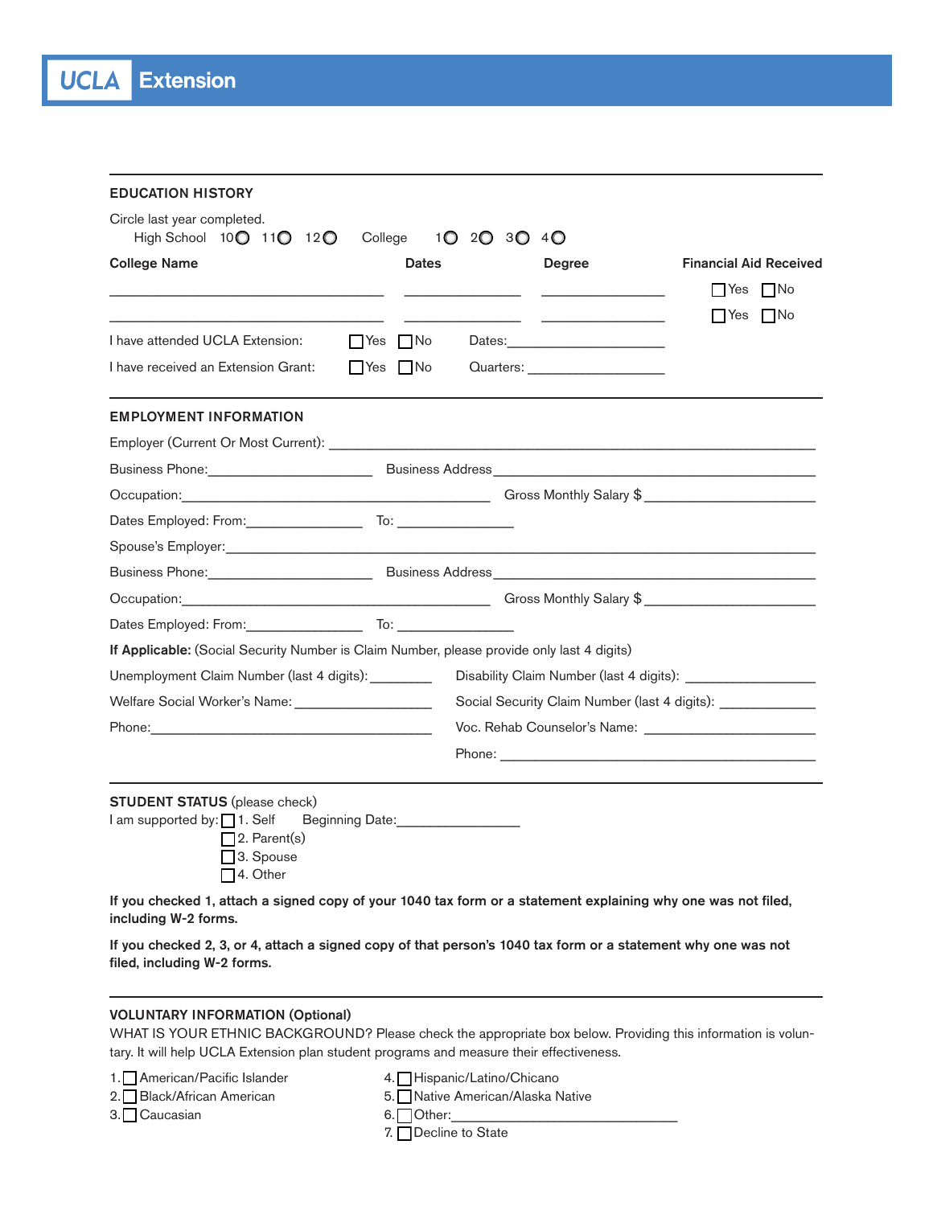# UCLA Extension

## EDUCATION HISTORY

Circle last year completed.

High School 10○ 11○ 12○ College 1○ 2○ 3○ 4○

| College Name | Dates | Degree | Financial Aid Received |
| --- | --- | --- | --- |
| ____________________ | __________ | __________ | ☐ Yes ☐ No |
| ____________________ | __________ | __________ | ☐ Yes ☐ No |

I have attended UCLA Extension: ☐ Yes ☐ No Dates: ____________________

I have received an Extension Grant: ☐ Yes ☐ No Quarters: ____________________

## EMPLOYMENT INFORMATION

Employer (Current Or Most Current): ____________________

Business Phone: ____________________ Business Address ____________________

Occupation: ____________________ Gross Monthly Salary $ ____________________

Dates Employed: From: ____________ To: ____________

Spouse's Employer: ____________________

Business Phone: ____________________ Business Address ____________________

Occupation: ____________________ Gross Monthly Salary $ ____________________

Dates Employed: From: ____________ To: ____________

**If Applicable:** (Social Security Number is Claim Number, please provide only last 4 digits)

Unemployment Claim Number (last 4 digits): ________

Welfare Social Worker's Name: ____________________

Phone: ____________________

Disability Claim Number (last 4 digits): ____________

Social Security Claim Number (last 4 digits): ____________

Voc. Rehab Counselor's Name: ____________________

Phone: ____________________

## STUDENT STATUS (please check)

I am supported by:
- ☐ 1. Self Beginning Date: ____________
- ☐ 2. Parent(s)
- ☐ 3. Spouse
- ☐ 4. Other

**If you checked 1, attach a signed copy of your 1040 tax form or a statement explaining why one was not filed, including W-2 forms.**

**If you checked 2, 3, or 4, attach a signed copy of that person's 1040 tax form or a statement why one was not filed, including W-2 forms.**

## VOLUNTARY INFORMATION (Optional)

WHAT IS YOUR ETHNIC BACKGROUND? Please check the appropriate box below. Providing this information is voluntary. It will help UCLA Extension plan student programs and measure their effectiveness.

1. ☐ American/Pacific Islander
2. ☐ Black/African American
3. ☐ Caucasian
4. ☐ Hispanic/Latino/Chicano
5. ☐ Native American/Alaska Native
6. ☐ Other: ____________________
7. ☐ Decline to State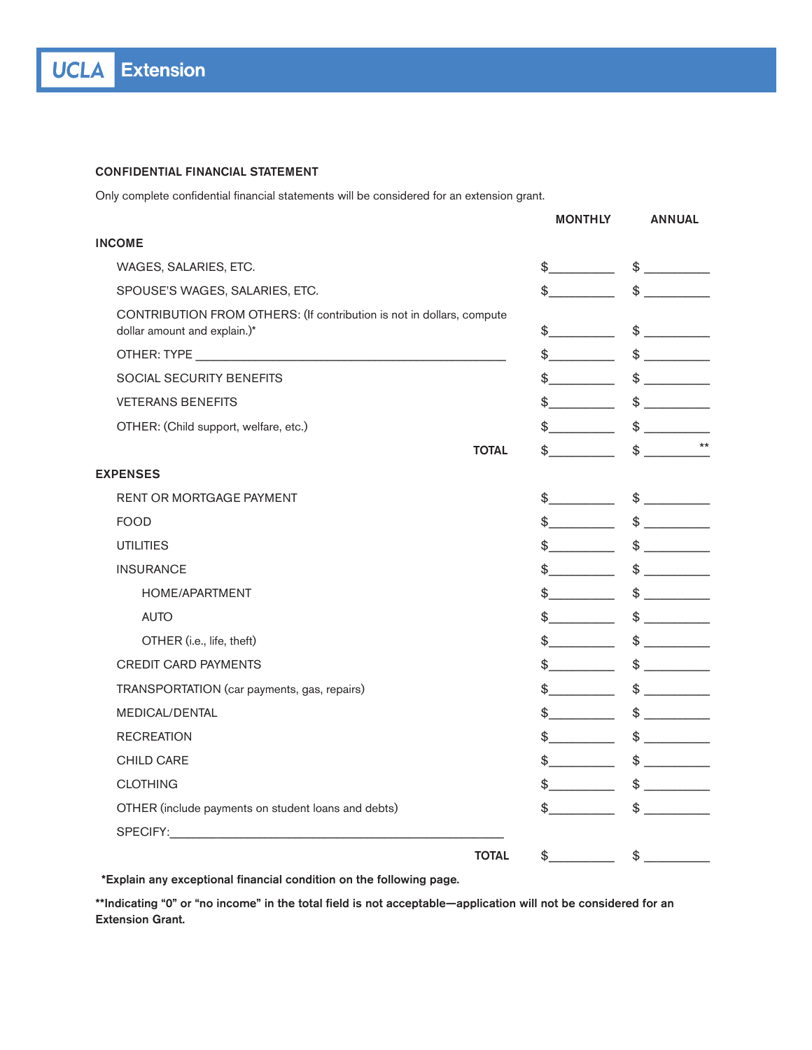UCLA Extension

## CONFIDENTIAL FINANCIAL STATEMENT

Only complete confidential financial statements will be considered for an extension grant.

| | MONTHLY | ANNUAL |
|---|---|---|
| **INCOME** | | |
| WAGES, SALARIES, ETC. | $__________ | $ __________ |
| SPOUSE'S WAGES, SALARIES, ETC. | $__________ | $ __________ |
| CONTRIBUTION FROM OTHERS: (If contribution is not in dollars, compute dollar amount and explain.)* | $__________ | $ __________ |
| OTHER: TYPE ______________________________________________ | $__________ | $ __________ |
| SOCIAL SECURITY BENEFITS | $__________ | $ __________ |
| VETERANS BENEFITS | $__________ | $ __________ |
| OTHER: (Child support, welfare, etc.) | $__________ | $ __________ |
| **TOTAL** | $__________ | $ __________ ** |
| **EXPENSES** | | |
| RENT OR MORTGAGE PAYMENT | $__________ | $ __________ |
| FOOD | $__________ | $ __________ |
| UTILITIES | $__________ | $ __________ |
| INSURANCE | $__________ | $ __________ |
| HOME/APARTMENT | $__________ | $ __________ |
| AUTO | $__________ | $ __________ |
| OTHER (i.e., life, theft) | $__________ | $ __________ |
| CREDIT CARD PAYMENTS | $__________ | $ __________ |
| TRANSPORTATION (car payments, gas, repairs) | $__________ | $ __________ |
| MEDICAL/DENTAL | $__________ | $ __________ |
| RECREATION | $__________ | $ __________ |
| CHILD CARE | $__________ | $ __________ |
| CLOTHING | $__________ | $ __________ |
| OTHER (include payments on student loans and debts) | $__________ | $ __________ |
| SPECIFY:____________________________________________________ | | |
| **TOTAL** | $__________ | $ __________ |

**\*Explain any exceptional financial condition on the following page.**

**\*\*Indicating "0" or "no income" in the total field is not acceptable—application will not be considered for an Extension Grant.**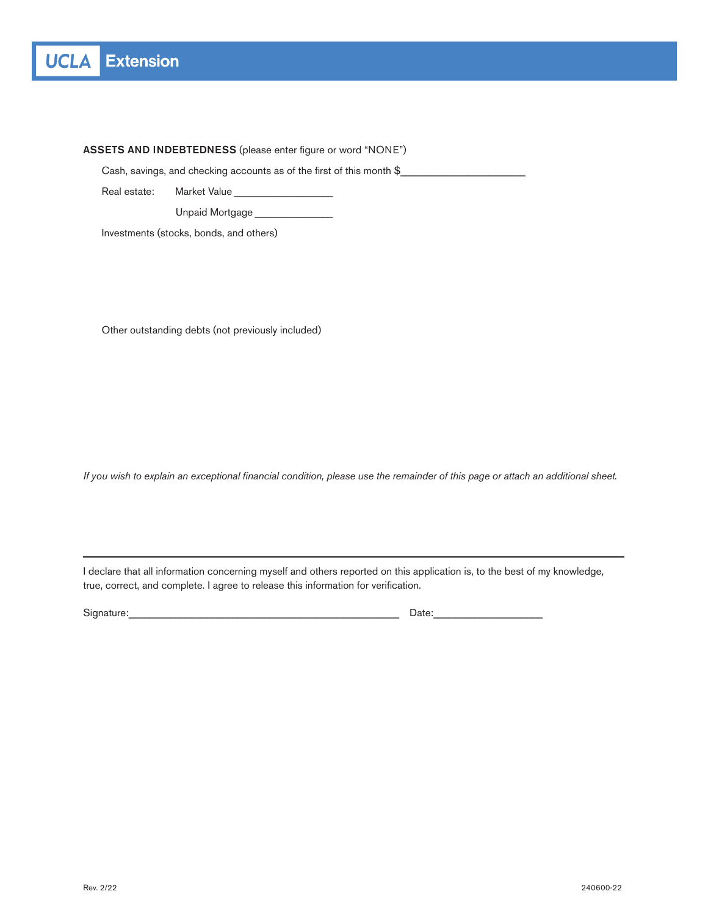**UCLA Extension**

**ASSETS AND INDEBTEDNESS** (please enter figure or word "NONE")

Cash, savings, and checking accounts as of the first of this month $______________________

Real estate: Market Value __________________

Unpaid Mortgage ______________

Investments (stocks, bonds, and others)

Other outstanding debts (not previously included)

*If you wish to explain an exceptional financial condition, please use the remainder of this page or attach an additional sheet.*

---

I declare that all information concerning myself and others reported on this application is, to the best of my knowledge, true, correct, and complete. I agree to release this information for verification.

Signature:__________________________________________________ Date:____________________

Rev. 2/22

240600-22